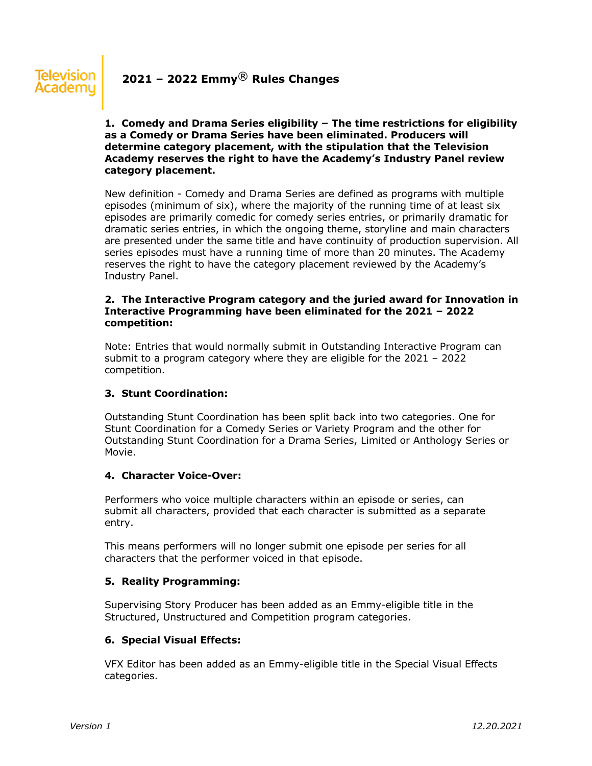# 2021 – 2022 Emmy® Rules Changes

**1. Comedy and Drama Series eligibility – The time restrictions for eligibility as a Comedy or Drama Series have been eliminated. Producers will determine category placement, with the stipulation that the Television Academy reserves the right to have the Academy's Industry Panel review category placement.**

New definition - Comedy and Drama Series are defined as programs with multiple episodes (minimum of six), where the majority of the running time of at least six episodes are primarily comedic for comedy series entries, or primarily dramatic for dramatic series entries, in which the ongoing theme, storyline and main characters are presented under the same title and have continuity of production supervision. All series episodes must have a running time of more than 20 minutes. The Academy reserves the right to have the category placement reviewed by the Academy's Industry Panel.

**2. The Interactive Program category and the juried award for Innovation in Interactive Programming have been eliminated for the 2021 – 2022 competition:**

Note: Entries that would normally submit in Outstanding Interactive Program can submit to a program category where they are eligible for the 2021 – 2022 competition.

**3. Stunt Coordination:**

Outstanding Stunt Coordination has been split back into two categories. One for Stunt Coordination for a Comedy Series or Variety Program and the other for Outstanding Stunt Coordination for a Drama Series, Limited or Anthology Series or Movie.

**4. Character Voice-Over:**

Performers who voice multiple characters within an episode or series, can submit all characters, provided that each character is submitted as a separate entry.

This means performers will no longer submit one episode per series for all characters that the performer voiced in that episode.

**5. Reality Programming:**

Supervising Story Producer has been added as an Emmy-eligible title in the Structured, Unstructured and Competition program categories.

**6. Special Visual Effects:**

VFX Editor has been added as an Emmy-eligible title in the Special Visual Effects categories.

*Version 1* *12.20.2021*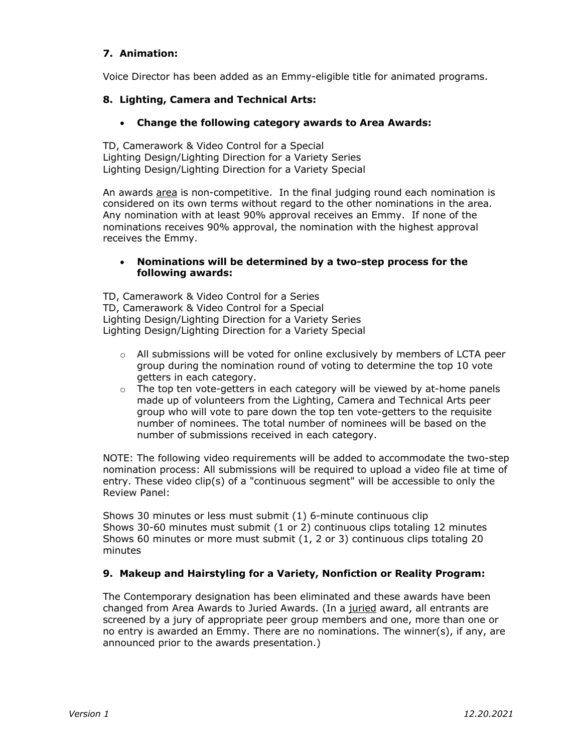### 7. Animation:

Voice Director has been added as an Emmy-eligible title for animated programs.

### 8. Lighting, Camera and Technical Arts:

- **Change the following category awards to Area Awards:**

TD, Camerawork & Video Control for a Special
Lighting Design/Lighting Direction for a Variety Series
Lighting Design/Lighting Direction for a Variety Special

An awards area is non-competitive. In the final judging round each nomination is considered on its own terms without regard to the other nominations in the area. Any nomination with at least 90% approval receives an Emmy. If none of the nominations receives 90% approval, the nomination with the highest approval receives the Emmy.

- **Nominations will be determined by a two-step process for the following awards:**

TD, Camerawork & Video Control for a Series
TD, Camerawork & Video Control for a Special
Lighting Design/Lighting Direction for a Variety Series
Lighting Design/Lighting Direction for a Variety Special

- All submissions will be voted for online exclusively by members of LCTA peer group during the nomination round of voting to determine the top 10 vote getters in each category.
- The top ten vote-getters in each category will be viewed by at-home panels made up of volunteers from the Lighting, Camera and Technical Arts peer group who will vote to pare down the top ten vote-getters to the requisite number of nominees. The total number of nominees will be based on the number of submissions received in each category.

NOTE: The following video requirements will be added to accommodate the two-step nomination process: All submissions will be required to upload a video file at time of entry. These video clip(s) of a "continuous segment" will be accessible to only the Review Panel:

Shows 30 minutes or less must submit (1) 6-minute continuous clip
Shows 30-60 minutes must submit (1 or 2) continuous clips totaling 12 minutes
Shows 60 minutes or more must submit (1, 2 or 3) continuous clips totaling 20 minutes

### 9. Makeup and Hairstyling for a Variety, Nonfiction or Reality Program:

The Contemporary designation has been eliminated and these awards have been changed from Area Awards to Juried Awards. (In a juried award, all entrants are screened by a jury of appropriate peer group members and one, more than one or no entry is awarded an Emmy. There are no nominations. The winner(s), if any, are announced prior to the awards presentation.)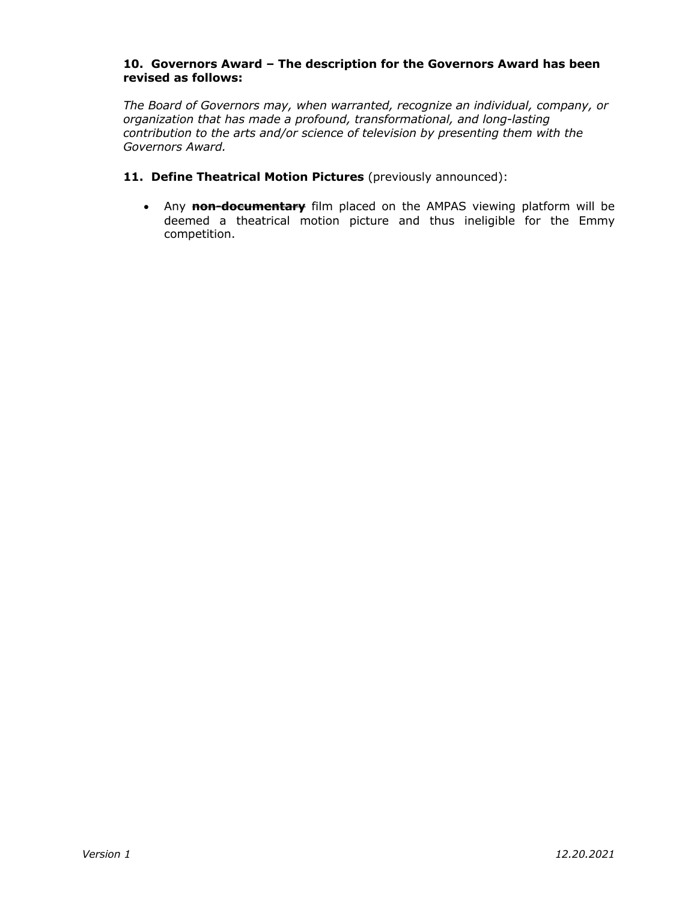**10. Governors Award – The description for the Governors Award has been revised as follows:**

*The Board of Governors may, when warranted, recognize an individual, company, or organization that has made a profound, transformational, and long-lasting contribution to the arts and/or science of television by presenting them with the Governors Award.*

**11. Define Theatrical Motion Pictures** (previously announced):

- Any ~~**non-documentary**~~ film placed on the AMPAS viewing platform will be deemed a theatrical motion picture and thus ineligible for the Emmy competition.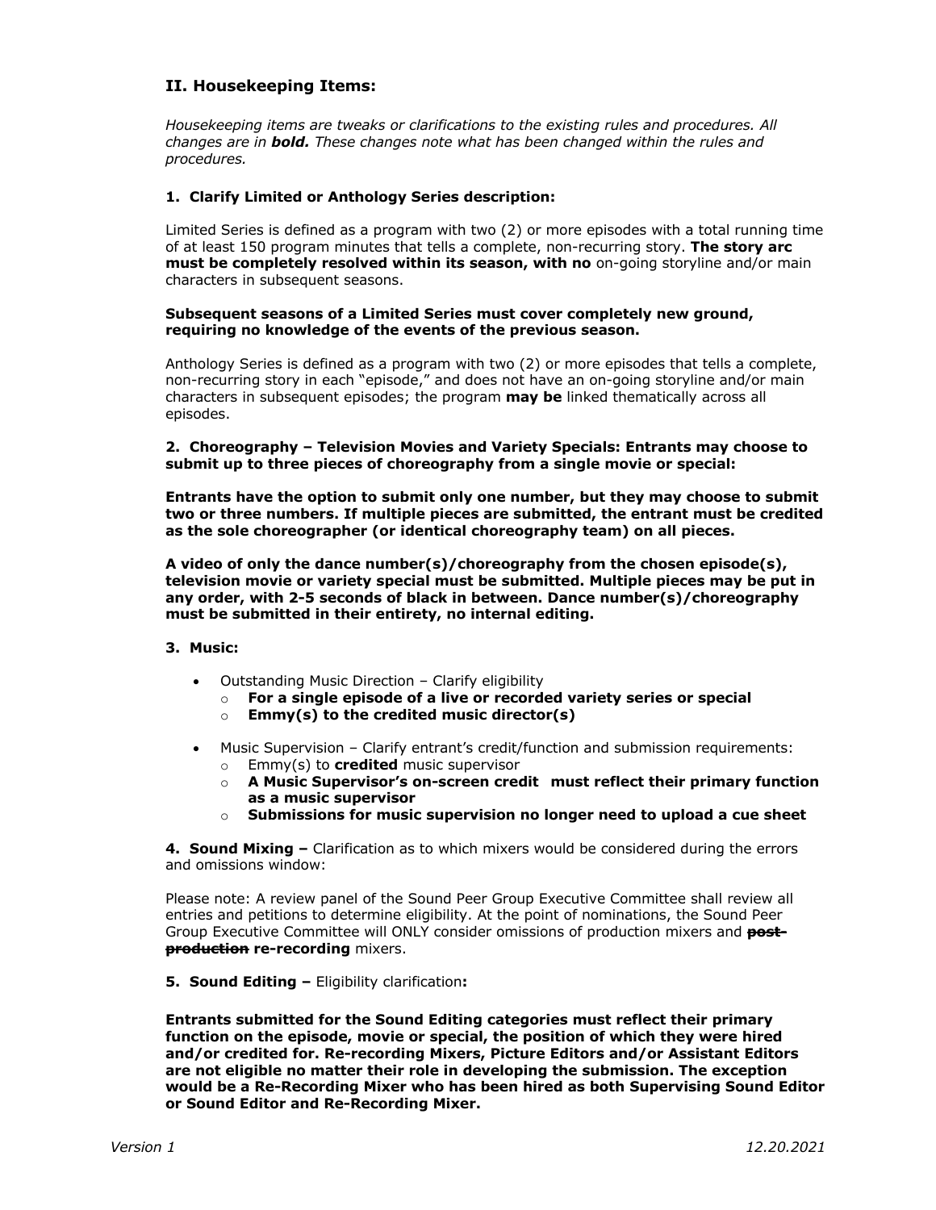## II. Housekeeping Items:

*Housekeeping items are tweaks or clarifications to the existing rules and procedures. All changes are in **bold.** These changes note what has been changed within the rules and procedures.*

### 1. Clarify Limited or Anthology Series description:

Limited Series is defined as a program with two (2) or more episodes with a total running time of at least 150 program minutes that tells a complete, non-recurring story. **The story arc must be completely resolved within its season, with no** on-going storyline and/or main characters in subsequent seasons.

**Subsequent seasons of a Limited Series must cover completely new ground, requiring no knowledge of the events of the previous season.**

Anthology Series is defined as a program with two (2) or more episodes that tells a complete, non-recurring story in each "episode," and does not have an on-going storyline and/or main characters in subsequent episodes; the program **may be** linked thematically across all episodes.

### 2. Choreography – Television Movies and Variety Specials: Entrants may choose to submit up to three pieces of choreography from a single movie or special:

**Entrants have the option to submit only one number, but they may choose to submit two or three numbers. If multiple pieces are submitted, the entrant must be credited as the sole choreographer (or identical choreography team) on all pieces.**

**A video of only the dance number(s)/choreography from the chosen episode(s), television movie or variety special must be submitted. Multiple pieces may be put in any order, with 2-5 seconds of black in between. Dance number(s)/choreography must be submitted in their entirety, no internal editing.**

### 3. Music:

- Outstanding Music Direction – Clarify eligibility
  - **For a single episode of a live or recorded variety series or special**
  - **Emmy(s) to the credited music director(s)**

- Music Supervision – Clarify entrant's credit/function and submission requirements:
  - Emmy(s) to **credited** music supervisor
  - **A Music Supervisor's on-screen credit must reflect their primary function as a music supervisor**
  - **Submissions for music supervision no longer need to upload a cue sheet**

**4. Sound Mixing –** Clarification as to which mixers would be considered during the errors and omissions window:

Please note: A review panel of the Sound Peer Group Executive Committee shall review all entries and petitions to determine eligibility. At the point of nominations, the Sound Peer Group Executive Committee will ONLY consider omissions of production mixers and ~~**post-production**~~ **re-recording** mixers.

**5. Sound Editing –** Eligibility clarification**:**

**Entrants submitted for the Sound Editing categories must reflect their primary function on the episode, movie or special, the position of which they were hired and/or credited for. Re-recording Mixers, Picture Editors and/or Assistant Editors are not eligible no matter their role in developing the submission. The exception would be a Re-Recording Mixer who has been hired as both Supervising Sound Editor or Sound Editor and Re-Recording Mixer.**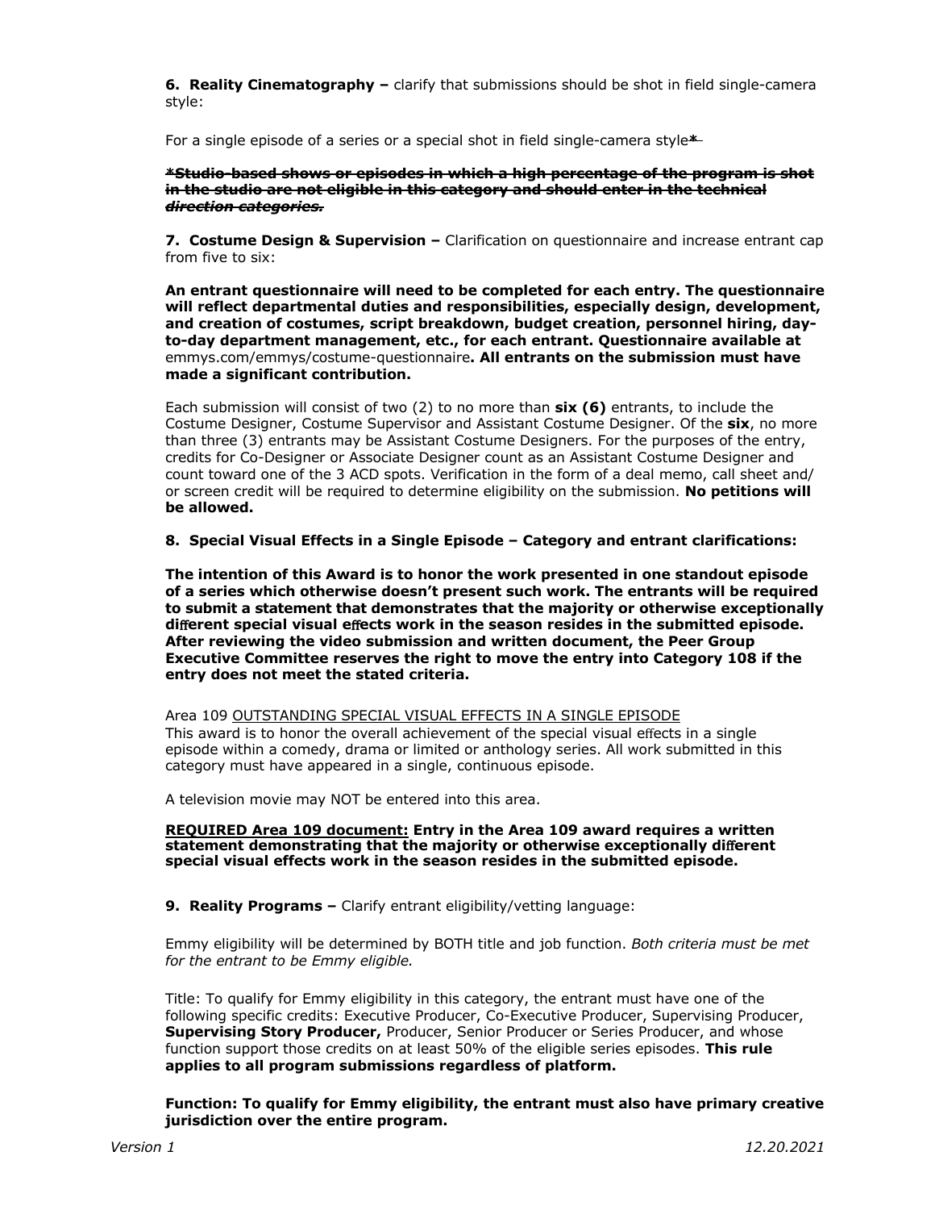**6. Reality Cinematography –** clarify that submissions should be shot in field single-camera style:

For a single episode of a series or a special shot in field single-camera style~~*~~

~~**\*Studio-based shows or episodes in which a high percentage of the program is shot in the studio are not eligible in this category and should enter in the technical *direction categories.***~~

**7. Costume Design & Supervision –** Clarification on questionnaire and increase entrant cap from five to six:

**An entrant questionnaire will need to be completed for each entry. The questionnaire will reflect departmental duties and responsibilities, especially design, development, and creation of costumes, script breakdown, budget creation, personnel hiring, day-to-day department management, etc., for each entrant. Questionnaire available at** emmys.com/emmys/costume-questionnaire**. All entrants on the submission must have made a significant contribution.**

Each submission will consist of two (2) to no more than **six (6)** entrants, to include the Costume Designer, Costume Supervisor and Assistant Costume Designer. Of the **six**, no more than three (3) entrants may be Assistant Costume Designers. For the purposes of the entry, credits for Co-Designer or Associate Designer count as an Assistant Costume Designer and count toward one of the 3 ACD spots. Verification in the form of a deal memo, call sheet and/ or screen credit will be required to determine eligibility on the submission. **No petitions will be allowed.**

**8. Special Visual Effects in a Single Episode – Category and entrant clarifications:**

**The intention of this Award is to honor the work presented in one standout episode of a series which otherwise doesn't present such work. The entrants will be required to submit a statement that demonstrates that the majority or otherwise exceptionally different special visual effects work in the season resides in the submitted episode. After reviewing the video submission and written document, the Peer Group Executive Committee reserves the right to move the entry into Category 108 if the entry does not meet the stated criteria.**

Area 109 <u>OUTSTANDING SPECIAL VISUAL EFFECTS IN A SINGLE EPISODE</u>
This award is to honor the overall achievement of the special visual effects in a single episode within a comedy, drama or limited or anthology series. All work submitted in this category must have appeared in a single, continuous episode.

A television movie may NOT be entered into this area.

**<u>REQUIRED Area 109 document:</u> Entry in the Area 109 award requires a written statement demonstrating that the majority or otherwise exceptionally different special visual effects work in the season resides in the submitted episode.**

**9. Reality Programs –** Clarify entrant eligibility/vetting language:

Emmy eligibility will be determined by BOTH title and job function. *Both criteria must be met for the entrant to be Emmy eligible.*

Title: To qualify for Emmy eligibility in this category, the entrant must have one of the following specific credits: Executive Producer, Co-Executive Producer, Supervising Producer, **Supervising Story Producer,** Producer, Senior Producer or Series Producer, and whose function support those credits on at least 50% of the eligible series episodes. **This rule applies to all program submissions regardless of platform.**

**Function: To qualify for Emmy eligibility, the entrant must also have primary creative jurisdiction over the entire program.**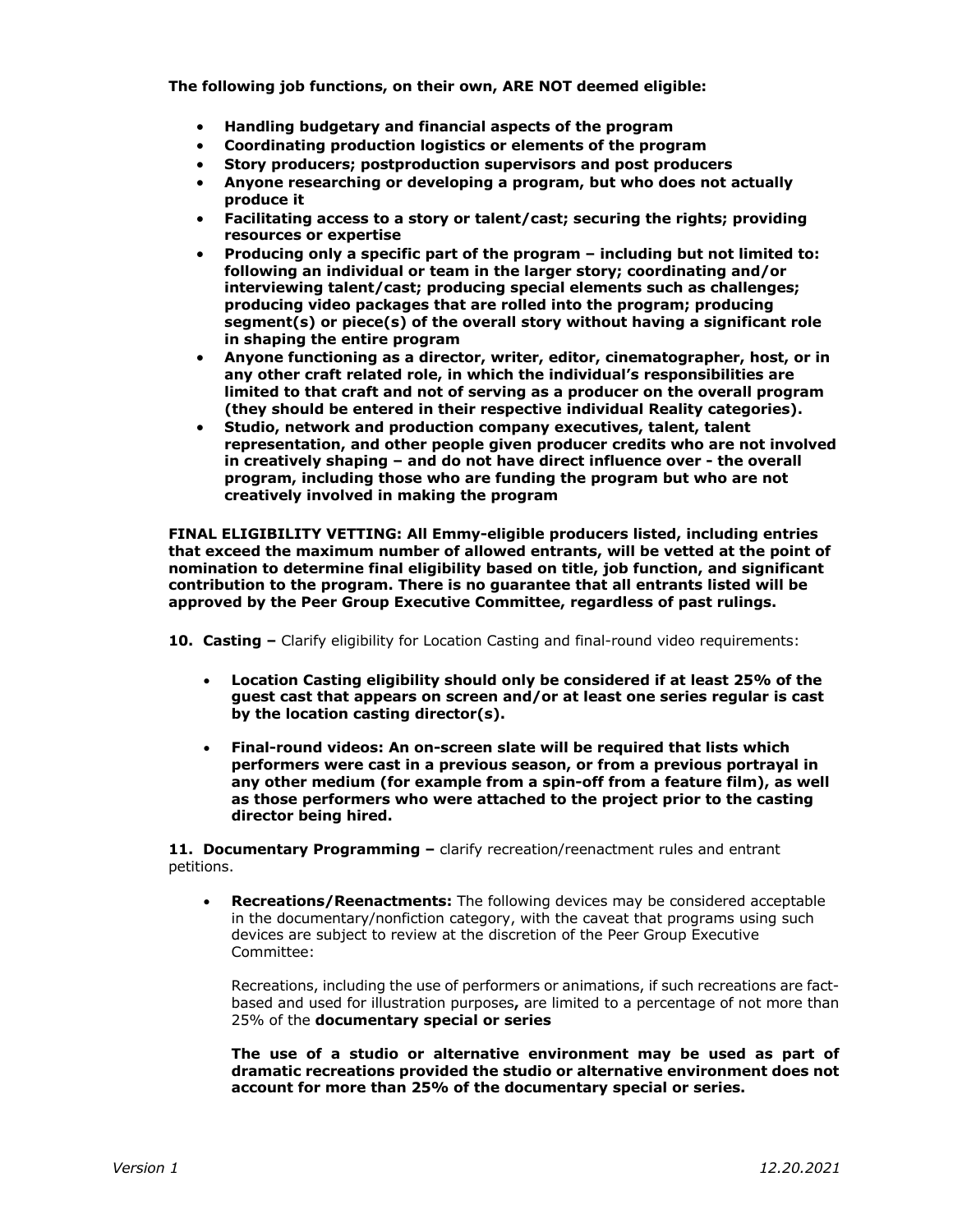**The following job functions, on their own, ARE NOT deemed eligible:**

- **Handling budgetary and financial aspects of the program**
- **Coordinating production logistics or elements of the program**
- **Story producers; postproduction supervisors and post producers**
- **Anyone researching or developing a program, but who does not actually produce it**
- **Facilitating access to a story or talent/cast; securing the rights; providing resources or expertise**
- **Producing only a specific part of the program – including but not limited to: following an individual or team in the larger story; coordinating and/or interviewing talent/cast; producing special elements such as challenges; producing video packages that are rolled into the program; producing segment(s) or piece(s) of the overall story without having a significant role in shaping the entire program**
- **Anyone functioning as a director, writer, editor, cinematographer, host, or in any other craft related role, in which the individual's responsibilities are limited to that craft and not of serving as a producer on the overall program (they should be entered in their respective individual Reality categories).**
- **Studio, network and production company executives, talent, talent representation, and other people given producer credits who are not involved in creatively shaping – and do not have direct influence over - the overall program, including those who are funding the program but who are not creatively involved in making the program**

**FINAL ELIGIBILITY VETTING: All Emmy-eligible producers listed, including entries that exceed the maximum number of allowed entrants, will be vetted at the point of nomination to determine final eligibility based on title, job function, and significant contribution to the program. There is no guarantee that all entrants listed will be approved by the Peer Group Executive Committee, regardless of past rulings.**

**10. Casting –** Clarify eligibility for Location Casting and final-round video requirements:

- **Location Casting eligibility should only be considered if at least 25% of the guest cast that appears on screen and/or at least one series regular is cast by the location casting director(s).**
- **Final-round videos: An on-screen slate will be required that lists which performers were cast in a previous season, or from a previous portrayal in any other medium (for example from a spin-off from a feature film), as well as those performers who were attached to the project prior to the casting director being hired.**

**11. Documentary Programming –** clarify recreation/reenactment rules and entrant petitions.

- **Recreations/Reenactments:** The following devices may be considered acceptable in the documentary/nonfiction category, with the caveat that programs using such devices are subject to review at the discretion of the Peer Group Executive Committee:

  Recreations, including the use of performers or animations, if such recreations are fact-based and used for illustration purposes**,** are limited to a percentage of not more than 25% of the **documentary special or series**

  **The use of a studio or alternative environment may be used as part of dramatic recreations provided the studio or alternative environment does not account for more than 25% of the documentary special or series.**

*Version 1* *12.20.2021*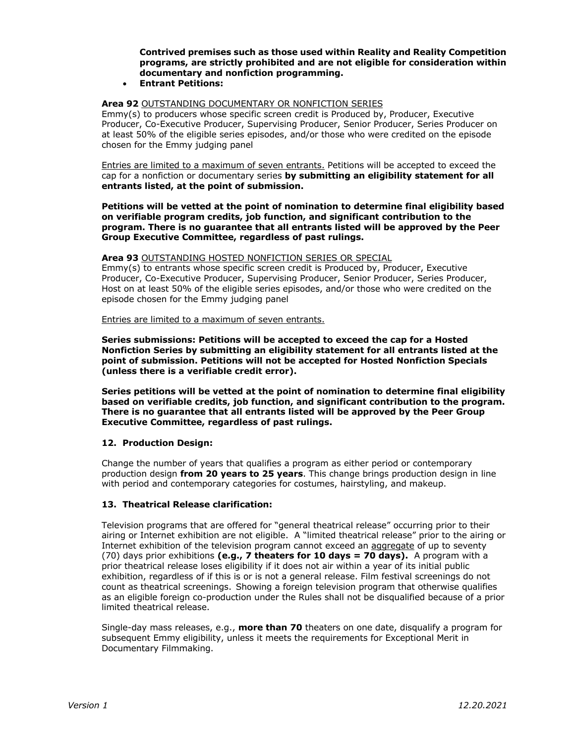**Contrived premises such as those used within Reality and Reality Competition programs, are strictly prohibited and are not eligible for consideration within documentary and nonfiction programming.**

- **Entrant Petitions:**

**Area 92** <u>OUTSTANDING DOCUMENTARY OR NONFICTION SERIES</u>
Emmy(s) to producers whose specific screen credit is Produced by, Producer, Executive Producer, Co-Executive Producer, Supervising Producer, Senior Producer, Series Producer on at least 50% of the eligible series episodes, and/or those who were credited on the episode chosen for the Emmy judging panel

<u>Entries are limited to a maximum of seven entrants.</u> Petitions will be accepted to exceed the cap for a nonfiction or documentary series **by submitting an eligibility statement for all entrants listed, at the point of submission.**

**Petitions will be vetted at the point of nomination to determine final eligibility based on verifiable program credits, job function, and significant contribution to the program. There is no guarantee that all entrants listed will be approved by the Peer Group Executive Committee, regardless of past rulings.**

**Area 93** <u>OUTSTANDING HOSTED NONFICTION SERIES OR SPECIAL</u>
Emmy(s) to entrants whose specific screen credit is Produced by, Producer, Executive Producer, Co-Executive Producer, Supervising Producer, Senior Producer, Series Producer, Host on at least 50% of the eligible series episodes, and/or those who were credited on the episode chosen for the Emmy judging panel

<u>Entries are limited to a maximum of seven entrants.</u>

**Series submissions: Petitions will be accepted to exceed the cap for a Hosted Nonfiction Series by submitting an eligibility statement for all entrants listed at the point of submission. Petitions will not be accepted for Hosted Nonfiction Specials (unless there is a verifiable credit error).**

**Series petitions will be vetted at the point of nomination to determine final eligibility based on verifiable credits, job function, and significant contribution to the program. There is no guarantee that all entrants listed will be approved by the Peer Group Executive Committee, regardless of past rulings.**

### 12. Production Design:

Change the number of years that qualifies a program as either period or contemporary production design **from 20 years to 25 years**. This change brings production design in line with period and contemporary categories for costumes, hairstyling, and makeup.

### 13. Theatrical Release clarification:

Television programs that are offered for "general theatrical release" occurring prior to their airing or Internet exhibition are not eligible. A "limited theatrical release" prior to the airing or Internet exhibition of the television program cannot exceed an <u>aggregate</u> of up to seventy (70) days prior exhibitions **(e.g., 7 theaters for 10 days = 70 days).** A program with a prior theatrical release loses eligibility if it does not air within a year of its initial public exhibition, regardless of if this is or is not a general release. Film festival screenings do not count as theatrical screenings. Showing a foreign television program that otherwise qualifies as an eligible foreign co-production under the Rules shall not be disqualified because of a prior limited theatrical release.

Single-day mass releases, e.g., **more than 70** theaters on one date, disqualify a program for subsequent Emmy eligibility, unless it meets the requirements for Exceptional Merit in Documentary Filmmaking.

*Version 1* *12.20.2021*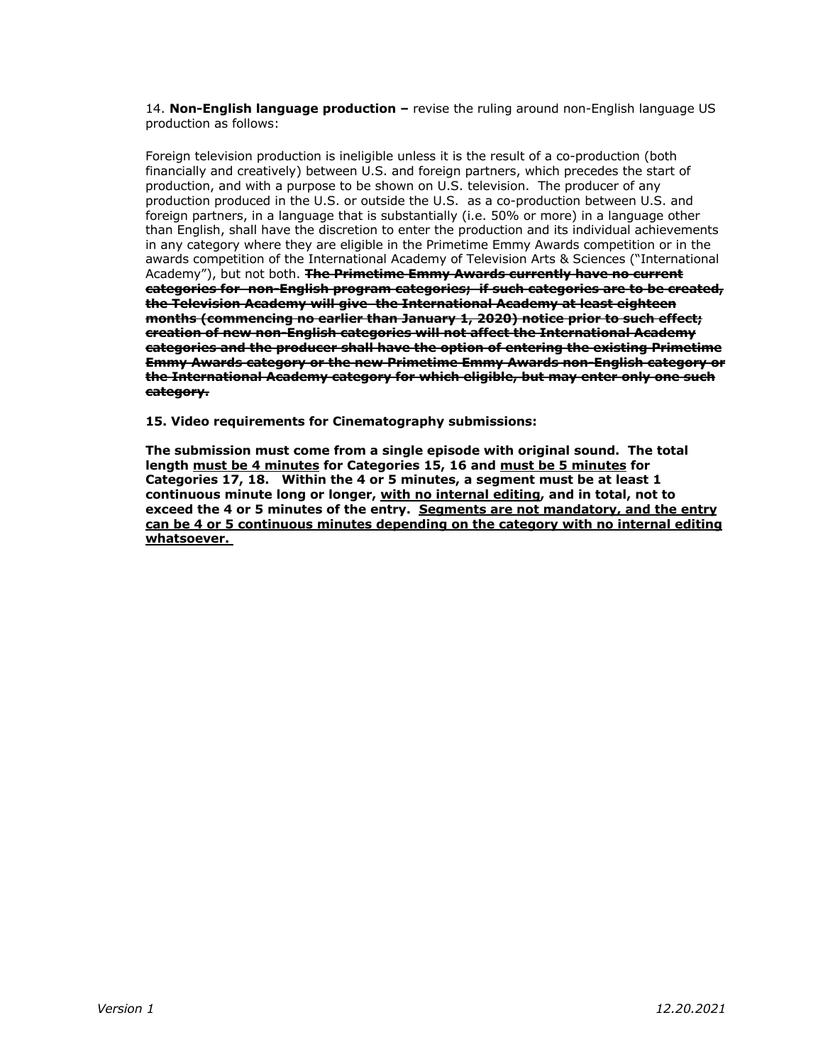14. **Non-English language production –** revise the ruling around non-English language US production as follows:

Foreign television production is ineligible unless it is the result of a co-production (both financially and creatively) between U.S. and foreign partners, which precedes the start of production, and with a purpose to be shown on U.S. television. The producer of any production produced in the U.S. or outside the U.S. as a co-production between U.S. and foreign partners, in a language that is substantially (i.e. 50% or more) in a language other than English, shall have the discretion to enter the production and its individual achievements in any category where they are eligible in the Primetime Emmy Awards competition or in the awards competition of the International Academy of Television Arts & Sciences ("International Academy"), but not both. ~~**The Primetime Emmy Awards currently have no current categories for non-English program categories; if such categories are to be created, the Television Academy will give the International Academy at least eighteen months (commencing no earlier than January 1, 2020) notice prior to such effect; creation of new non-English categories will not affect the International Academy categories and the producer shall have the option of entering the existing Primetime Emmy Awards category or the new Primetime Emmy Awards non-English category or the International Academy category for which eligible, but may enter only one such category.**~~

**15. Video requirements for Cinematography submissions:**

**The submission must come from a single episode with original sound. The total length <u>must be 4 minutes</u> for Categories 15, 16 and <u>must be 5 minutes</u> for Categories 17, 18. Within the 4 or 5 minutes, a segment must be at least 1 continuous minute long or longer, <u>with no internal editing</u>, and in total, not to exceed the 4 or 5 minutes of the entry. <u>Segments are not mandatory, and the entry can be 4 or 5 continuous minutes depending on the category with no internal editing whatsoever.</u>**